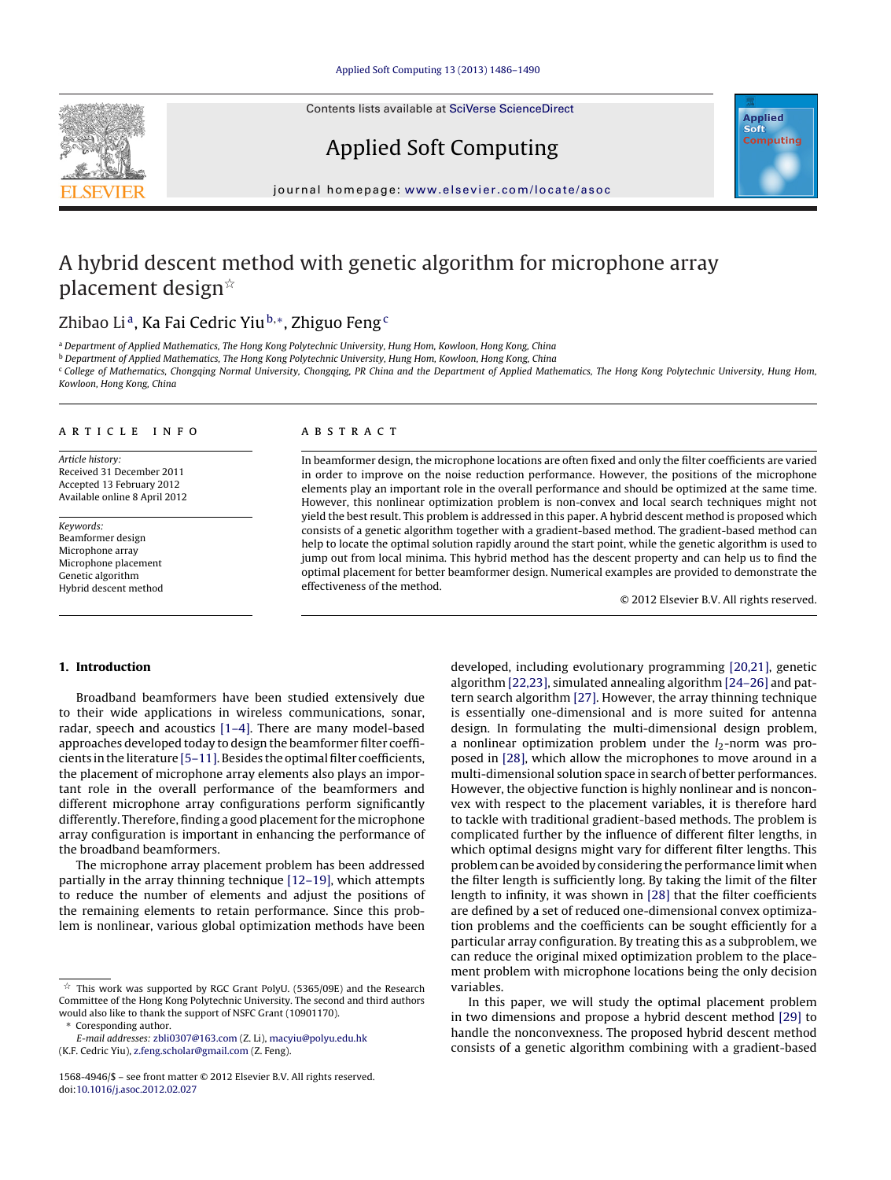# A hybrid descent method with genetic algorithm for microphone array placement design ☆

Zhibao Li [a], Ka Fai Cedric Yiu [b,*], Zhiguo Feng [c]

[a] Department of Applied Mathematics, The Hong Kong Polytechnic University, Hung Hom, Kowloon, Hong Kong, China

[b] Department of Applied Mathematics, The Hong Kong Polytechnic University, Hung Hom, Kowloon, Hong Kong, China

[c] College of Mathematics, Chongqing Normal University, Chongqing, PR China and the Department of Applied Mathematics, The Hong Kong Polytechnic University, Hung Hom, Kowloon, Hong Kong, China

## ARTICLE INFO

*Article history:*
Received 31 December 2011
Accepted 13 February 2012
Available online 8 April 2012

*Keywords:*
Beamformer design
Microphone array
Microphone placement
Genetic algorithm
Hybrid descent method

## ABSTRACT

In beamformer design, the microphone locations are often fixed and only the filter coefficients are varied in order to improve on the noise reduction performance. However, the positions of the microphone elements play an important role in the overall performance and should be optimized at the same time. However, this nonlinear optimization problem is non-convex and local search techniques might not yield the best result. This problem is addressed in this paper. A hybrid descent method is proposed which consists of a genetic algorithm together with a gradient-based method. The gradient-based method can help to locate the optimal solution rapidly around the start point, while the genetic algorithm is used to jump out from local minima. This hybrid method has the descent property and can help us to find the optimal placement for better beamformer design. Numerical examples are provided to demonstrate the effectiveness of the method.

© 2012 Elsevier B.V. All rights reserved.

## 1. Introduction

Broadband beamformers have been studied extensively due to their wide applications in wireless communications, sonar, radar, speech and acoustics [1–4]. There are many model-based approaches developed today to design the beamformer filter coefficients in the literature [5–11]. Besides the optimal filter coefficients, the placement of microphone array elements also plays an important role in the overall performance of the beamformers and different microphone array configurations perform significantly differently. Therefore, finding a good placement for the microphone array configuration is important in enhancing the performance of the broadband beamformers.

The microphone array placement problem has been addressed partially in the array thinning technique [12–19], which attempts to reduce the number of elements and adjust the positions of the remaining elements to retain performance. Since this problem is nonlinear, various global optimization methods have been developed, including evolutionary programming [20,21], genetic algorithm [22,23], simulated annealing algorithm [24–26] and pattern search algorithm [27]. However, the array thinning technique is essentially one-dimensional and is more suited for antenna design. In formulating the multi-dimensional design problem, a nonlinear optimization problem under the $l_2$-norm was proposed in [28], which allow the microphones to move around in a multi-dimensional solution space in search of better performances. However, the objective function is highly nonlinear and is nonconvex with respect to the placement variables, it is therefore hard to tackle with traditional gradient-based methods. The problem is complicated further by the influence of different filter lengths, in which optimal designs might vary for different filter lengths. This problem can be avoided by considering the performance limit when the filter length is sufficiently long. By taking the limit of the filter length to infinity, it was shown in [28] that the filter coefficients are defined by a set of reduced one-dimensional convex optimization problems and the coefficients can be sought efficiently for a particular array configuration. By treating this as a subproblem, we can reduce the original mixed optimization problem to the placement problem with microphone locations being the only decision variables.

In this paper, we will study the optimal placement problem in two dimensions and propose a hybrid descent method [29] to handle the nonconvexness. The proposed hybrid descent method consists of a genetic algorithm combining with a gradient-based

☆ This work was supported by RGC Grant PolyU. (5365/09E) and the Research Committee of the Hong Kong Polytechnic University. The second and third authors would also like to thank the support of NSFC Grant (10901170).

\* Coresponding author.
E-mail addresses: zbli0307@163.com (Z. Li), macyiu@polyu.edu.hk (K.F. Cedric Yiu), z.feng.scholar@gmail.com (Z. Feng).

1568-4946/$ – see front matter © 2012 Elsevier B.V. All rights reserved.
doi:10.1016/j.asoc.2012.02.027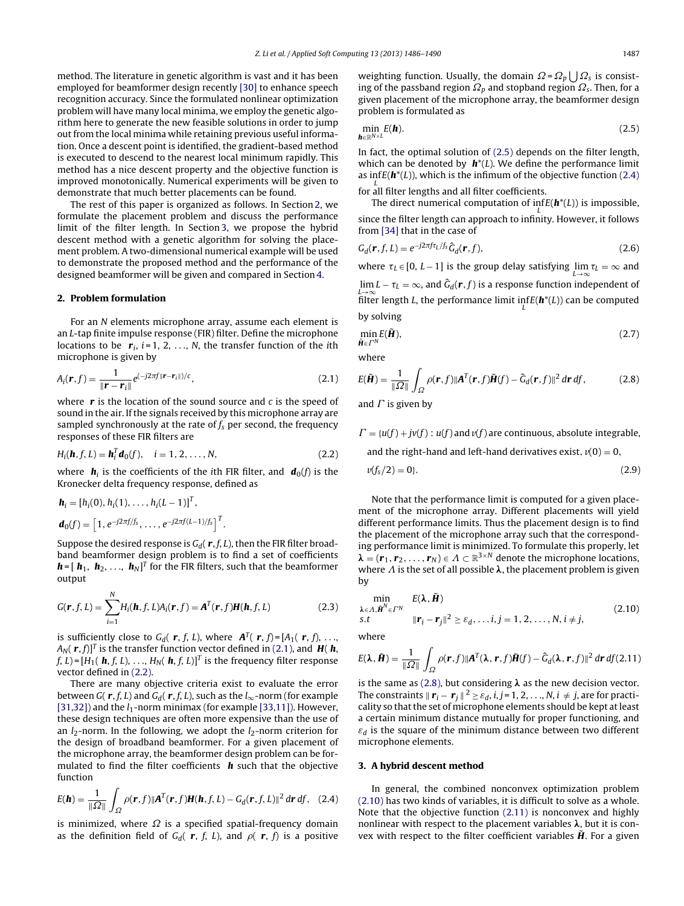method. The literature in genetic algorithm is vast and it has been employed for beamformer design recently [30] to enhance speech recognition accuracy. Since the formulated nonlinear optimization problem will have many local minima, we employ the genetic algorithm here to generate the new feasible solutions in order to jump out from the local minima while retaining previous useful information. Once a descent point is identified, the gradient-based method is executed to descend to the nearest local minimum rapidly. This method has a nice descent property and the objective function is improved monotonically. Numerical experiments will be given to demonstrate that much better placements can be found.

The rest of this paper is organized as follows. In Section 2, we formulate the placement problem and discuss the performance limit of the filter length. In Section 3, we propose the hybrid descent method with a genetic algorithm for solving the placement problem. A two-dimensional numerical example will be used to demonstrate the proposed method and the performance of the designed beamformer will be given and compared in Section 4.

## 2. Problem formulation

For an $N$ elements microphone array, assume each element is an $L$-tap finite impulse response (FIR) filter. Define the microphone locations to be $\boldsymbol{r}_i$, $i = 1, 2, \ldots, N$, the transfer function of the $i$th microphone is given by

$$A_i(\boldsymbol{r}, f) = \frac{1}{\|\boldsymbol{r} - \boldsymbol{r}_i\|} e^{(-j2\pi f \|\boldsymbol{r}-\boldsymbol{r}_i\|)/c}, \tag{2.1}$$

where $\boldsymbol{r}$ is the location of the sound source and $c$ is the speed of sound in the air. If the signals received by this microphone array are sampled synchronously at the rate of $f_s$ per second, the frequency responses of these FIR filters are

$$H_i(\boldsymbol{h}, f, L) = \boldsymbol{h}_i^T \boldsymbol{d}_0(f), \quad i = 1, 2, \ldots, N, \tag{2.2}$$

where $\boldsymbol{h}_i$ is the coefficients of the $i$th FIR filter, and $\boldsymbol{d}_0(f)$ is the Kronecker delta frequency response, defined as

$$\boldsymbol{h}_i = [h_i(0), h_i(1), \ldots, h_i(L-1)]^T,$$

$$\boldsymbol{d}_0(f) = \left[1, e^{-j2\pi f/f_s}, \ldots, e^{-j2\pi f(L-1)/f_s}\right]^T.$$

Suppose the desired response is $G_d(\boldsymbol{r}, f, L)$, then the FIR filter broadband beamformer design problem is to find a set of coefficients $\boldsymbol{h} = [\boldsymbol{h}_1, \boldsymbol{h}_2, \ldots, \boldsymbol{h}_N]^T$ for the FIR filters, such that the beamformer output

$$G(\boldsymbol{r}, f, L) = \sum_{i=1}^{N} H_i(\boldsymbol{h}, f, L) A_i(\boldsymbol{r}, f) = \boldsymbol{A}^T(\boldsymbol{r}, f)\boldsymbol{H}(\boldsymbol{h}, f, L) \tag{2.3}$$

is sufficiently close to $G_d(\boldsymbol{r}, f, L)$, where $\boldsymbol{A}^T(\boldsymbol{r}, f) = [A_1(\boldsymbol{r}, f), \ldots, A_N(\boldsymbol{r}, f)]^T$ is the transfer function vector defined in (2.1), and $\boldsymbol{H}(\boldsymbol{h}, f, L) = [H_1(\boldsymbol{h}, f, L), \ldots, H_N(\boldsymbol{h}, f, L)]^T$ is the frequency filter response vector defined in (2.2).

There are many objective criteria exist to evaluate the error between $G(\boldsymbol{r}, f, L)$ and $G_d(\boldsymbol{r}, f, L)$, such as the $l_\infty$-norm (for example [31,32]) and the $l_1$-norm minimax (for example [33,11]). However, these design techniques are often more expensive than the use of an $l_2$-norm. In the following, we adopt the $l_2$-norm criterion for the design of broadband beamformer. For a given placement of the microphone array, the beamformer design problem can be formulated to find the filter coefficients $\boldsymbol{h}$ such that the objective function

$$E(\boldsymbol{h}) = \frac{1}{\|\Omega\|} \int_{\Omega} \rho(\boldsymbol{r}, f) \|\boldsymbol{A}^T(\boldsymbol{r}, f)\boldsymbol{H}(\boldsymbol{h}, f, L) - G_d(\boldsymbol{r}, f, L)\|^2 \, d\boldsymbol{r}\, df, \tag{2.4}$$

is minimized, where $\Omega$ is a specified spatial-frequency domain as the definition field of $G_d(\boldsymbol{r}, f, L)$, and $\rho(\boldsymbol{r}, f)$ is a positive weighting function. Usually, the domain $\Omega = \Omega_p \bigcup \Omega_s$ is consisting of the passband region $\Omega_p$ and stopband region $\Omega_s$. Then, for a given placement of the microphone array, the beamformer design problem is formulated as

$$\min_{\boldsymbol{h} \in \mathbb{R}^{N \times L}} E(\boldsymbol{h}). \tag{2.5}$$

In fact, the optimal solution of (2.5) depends on the filter length, which can be denoted by $\boldsymbol{h}^*(L)$. We define the performance limit as $\inf_L E(\boldsymbol{h}^*(L))$, which is the infimum of the objective function (2.4) for all filter lengths and all filter coefficients.

The direct numerical computation of $\inf_L E(\boldsymbol{h}^*(L))$ is impossible, since the filter length can approach to infinity. However, it follows from [34] that in the case of

$$G_d(\boldsymbol{r}, f, L) = e^{-j2\pi f \tau_L / f_s} \hat{G}_d(\boldsymbol{r}, f), \tag{2.6}$$

where $\tau_L \in [0, L-1]$ is the group delay satisfying $\lim_{L\to\infty} \tau_L = \infty$ and $\lim_{L\to\infty} L - \tau_L = \infty$, and $\hat{G}_d(\boldsymbol{r}, f)$ is a response function independent of filter length $L$, the performance limit $\inf_L E(\boldsymbol{h}^*(L))$ can be computed by solving

$$\min_{\tilde{\boldsymbol{H}} \in \Gamma^N} E(\tilde{\boldsymbol{H}}), \tag{2.7}$$

where

$$E(\tilde{\boldsymbol{H}}) = \frac{1}{\|\Omega\|} \int_{\Omega} \rho(\boldsymbol{r}, f) \|\boldsymbol{A}^T(\boldsymbol{r}, f)\tilde{\boldsymbol{H}}(f) - \hat{G}_d(\boldsymbol{r}, f)\|^2 \, d\boldsymbol{r}\, df, \tag{2.8}$$

and $\Gamma$ is given by

$$\begin{aligned}\Gamma = \{&u(f) + jv(f) : u(f) \text{ and } v(f) \text{ are continuous, absolute integrable,} \\ &\text{and the right-hand and left-hand derivatives exist, } v(0) = 0, \\ &v(f_s/2) = 0\}.\end{aligned} \tag{2.9}$$

Note that the performance limit is computed for a given placement of the microphone array. Different placements will yield different performance limits. Thus the placement design is to find the placement of the microphone array such that the corresponding performance limit is minimized. To formulate this properly, let $\boldsymbol{\lambda} = (\boldsymbol{r}_1, \boldsymbol{r}_2, \ldots, \boldsymbol{r}_N) \in \Lambda \subset \mathbb{R}^{3\times N}$ denote the microphone locations, where $\Lambda$ is the set of all possible $\boldsymbol{\lambda}$, the placement problem is given by

$$\begin{aligned}\min_{\boldsymbol{\lambda} \in \Lambda, \tilde{\boldsymbol{H}}^N \in \Gamma^N} \quad & E(\boldsymbol{\lambda}, \tilde{\boldsymbol{H}}) \\ s.t \quad & \|\boldsymbol{r}_i - \boldsymbol{r}_j\|^2 \geq \varepsilon_d, \ldots i, j = 1, 2, \ldots, N, i \neq j,\end{aligned} \tag{2.10}$$

where

$$E(\boldsymbol{\lambda}, \tilde{\boldsymbol{H}}) = \frac{1}{\|\Omega\|} \int_{\Omega} \rho(\boldsymbol{r}, f) \|\boldsymbol{A}^T(\boldsymbol{\lambda}, \boldsymbol{r}, f)\tilde{\boldsymbol{H}}(f) - \hat{G}_d(\boldsymbol{\lambda}, \boldsymbol{r}, f)\|^2 \, d\boldsymbol{r}\, df \tag{2.11}$$

is the same as (2.8), but considering $\boldsymbol{\lambda}$ as the new decision vector. The constraints $\|\boldsymbol{r}_i - \boldsymbol{r}_j\|^2 \geq \varepsilon_d$, $i, j = 1, 2, \ldots, N$, $i \neq j$, are for practicality so that the set of microphone elements should be kept at least a certain minimum distance mutually for proper functioning, and $\varepsilon_d$ is the square of the minimum distance between two different microphone elements.

## 3. A hybrid descent method

In general, the combined nonconvex optimization problem (2.10) has two kinds of variables, it is difficult to solve as a whole. Note that the objective function (2.11) is nonconvex and highly nonlinear with respect to the placement variables $\boldsymbol{\lambda}$, but it is convex with respect to the filter coefficient variables $\tilde{\boldsymbol{H}}$. For a given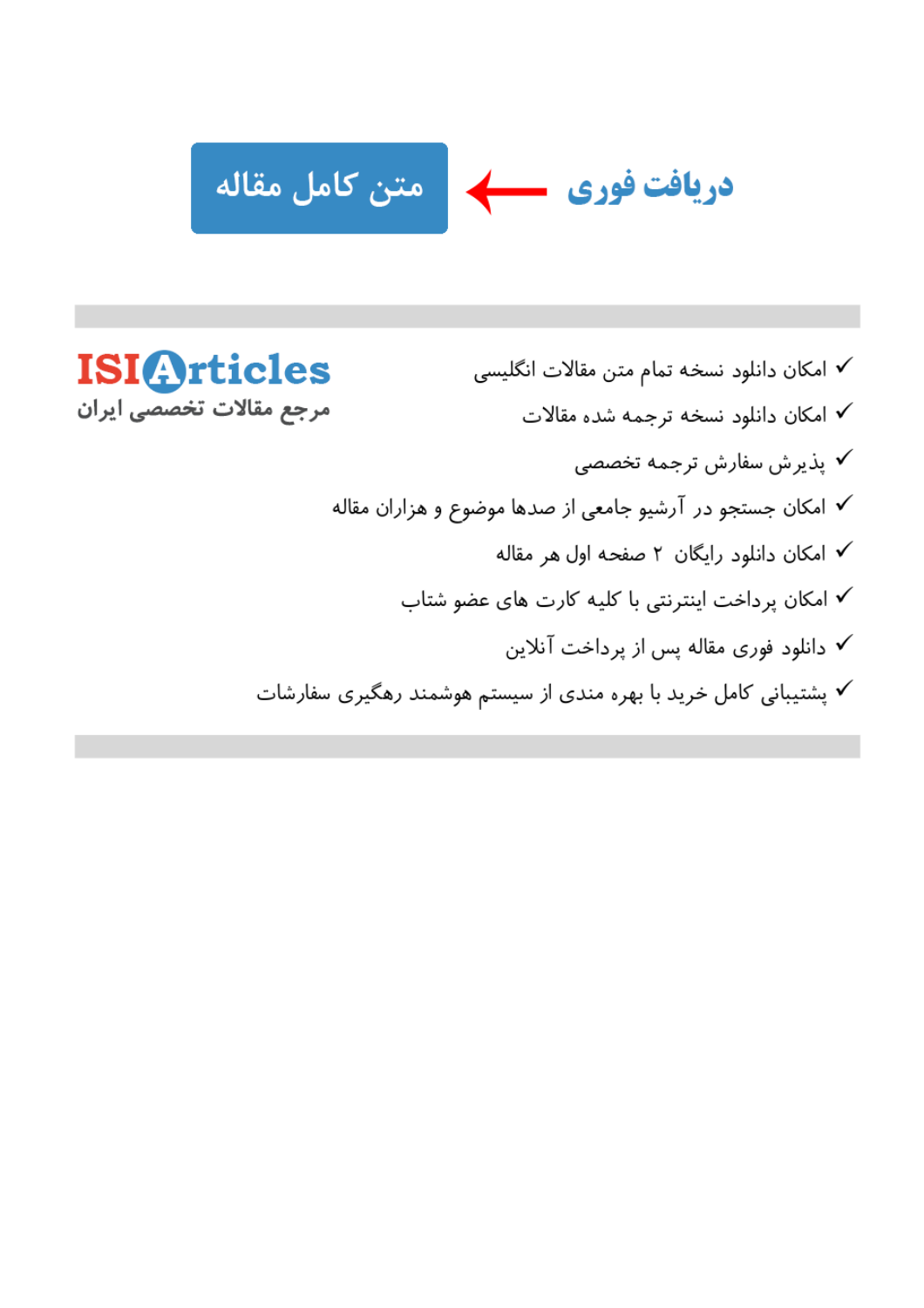دریافت فوری ← **متن کامل مقاله**

**ISIArticles**
مرجع مقالات تخصصی ایران

- ✓ امکان دانلود نسخه تمام متن مقالات انگلیسی
- ✓ امکان دانلود نسخه ترجمه شده مقالات
- ✓ پذیرش سفارش ترجمه تخصصی
- ✓ امکان جستجو در آرشیو جامعی از صدها موضوع و هزاران مقاله
- ✓ امکان دانلود رایگان ۲ صفحه اول هر مقاله
- ✓ امکان پرداخت اینترنتی با کلیه کارت های عضو شتاب
- ✓ دانلود فوری مقاله پس از پرداخت آنلاین
- ✓ پشتیبانی کامل خرید با بهره مندی از سیستم هوشمند رهگیری سفارشات